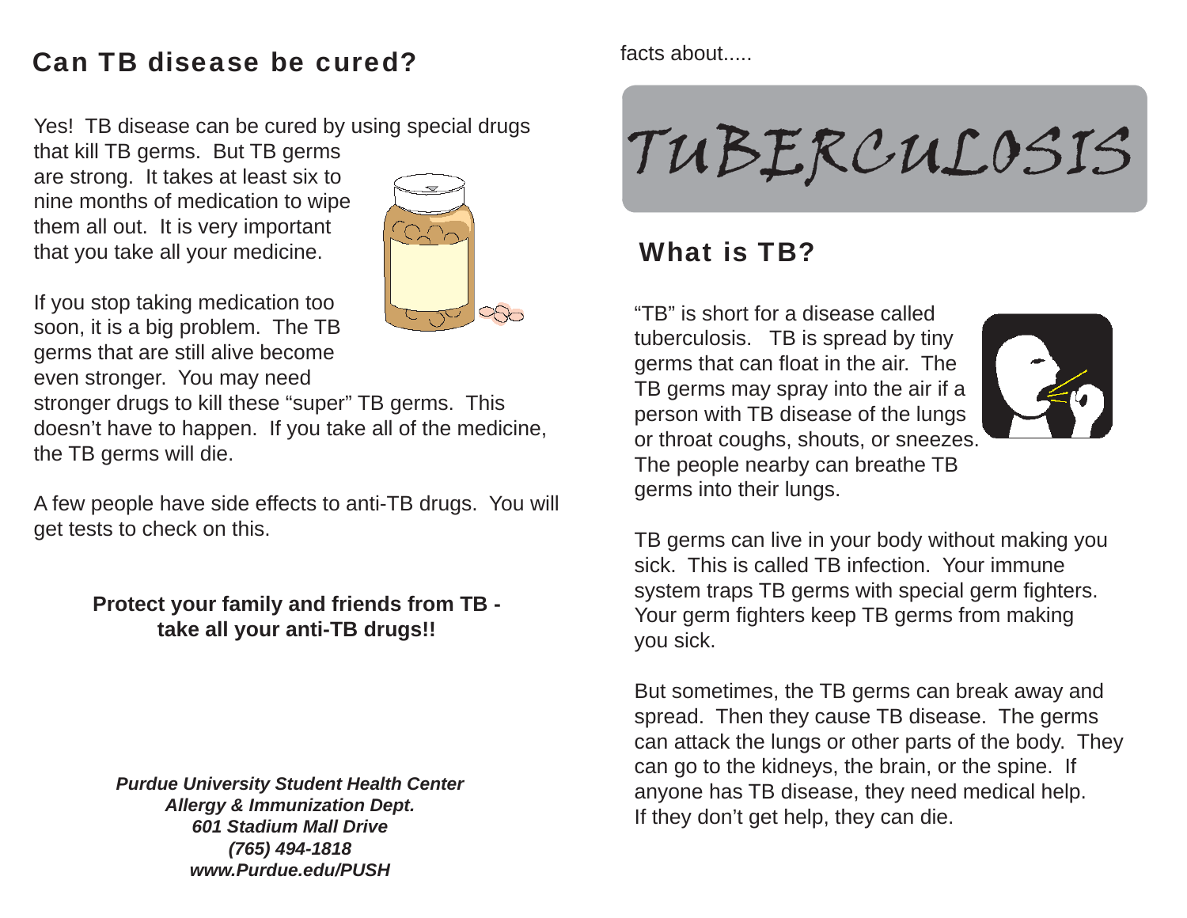## Can TB disease be cured?

Yes! TB disease can be cured by using special drugs that kill TB germs. But TB germs are strong. It takes at least six to nine months of medication to wipe them all out. It is very important that you take all your medicine.

If you stop taking medication too soon, it is a big problem. The TB germs that are still alive become even stronger. You may need stronger drugs to kill these "super" TB germs. This doesn't have to happen. If you take all of the medicine, the TB germs will die.

A few people have side effects to anti-TB drugs. You will get tests to check on this.

**Protect your family and friends from TB - take all your anti-TB drugs!!**

***Purdue University Student Health Center***
***Allergy & Immunization Dept.***
***601 Stadium Mall Drive***
***(765) 494-1818***
***www.Purdue.edu/PUSH***

facts about.....

# TUBERCULOSIS

## What is TB?

"TB" is short for a disease called tuberculosis. TB is spread by tiny germs that can float in the air. The TB germs may spray into the air if a person with TB disease of the lungs or throat coughs, shouts, or sneezes. The people nearby can breathe TB germs into their lungs.

TB germs can live in your body without making you sick. This is called TB infection. Your immune system traps TB germs with special germ fighters. Your germ fighters keep TB germs from making you sick.

But sometimes, the TB germs can break away and spread. Then they cause TB disease. The germs can attack the lungs or other parts of the body. They can go to the kidneys, the brain, or the spine. If anyone has TB disease, they need medical help. If they don't get help, they can die.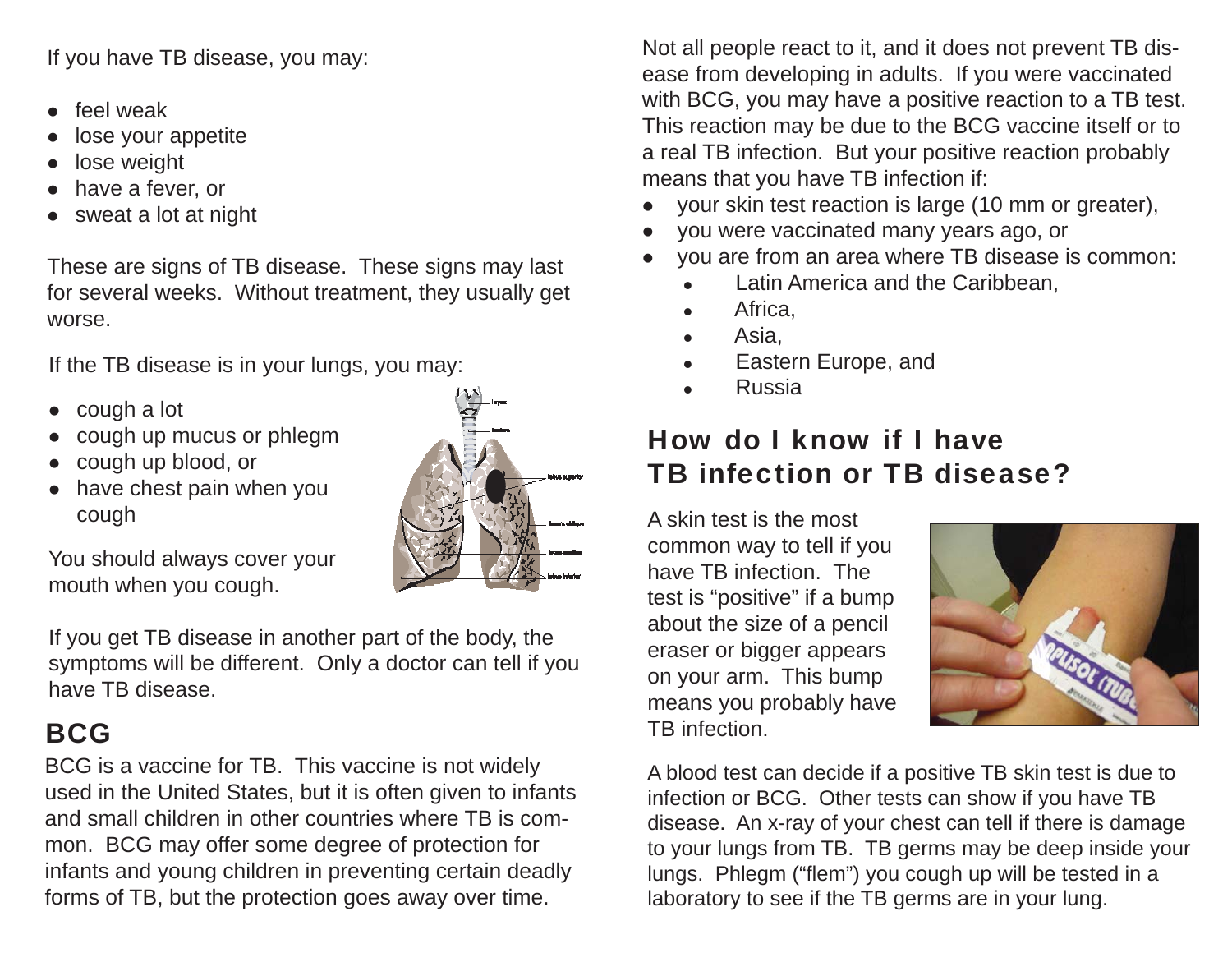If you have TB disease, you may:

- feel weak
- lose your appetite
- lose weight
- have a fever, or
- sweat a lot at night

These are signs of TB disease. These signs may last for several weeks. Without treatment, they usually get worse.

If the TB disease is in your lungs, you may:

- cough a lot
- cough up mucus or phlegm
- cough up blood, or
- have chest pain when you cough

You should always cover your mouth when you cough.

If you get TB disease in another part of the body, the symptoms will be different. Only a doctor can tell if you have TB disease.

## BCG

BCG is a vaccine for TB. This vaccine is not widely used in the United States, but it is often given to infants and small children in other countries where TB is common. BCG may offer some degree of protection for infants and young children in preventing certain deadly forms of TB, but the protection goes away over time. Not all people react to it, and it does not prevent TB disease from developing in adults. If you were vaccinated with BCG, you may have a positive reaction to a TB test. This reaction may be due to the BCG vaccine itself or to a real TB infection. But your positive reaction probably means that you have TB infection if:

- your skin test reaction is large (10 mm or greater),
- you were vaccinated many years ago, or
- you are from an area where TB disease is common:
  - Latin America and the Caribbean,
  - Africa,
  - Asia,
  - Eastern Europe, and
  - Russia

## How do I know if I have TB infection or TB disease?

A skin test is the most common way to tell if you have TB infection. The test is "positive" if a bump about the size of a pencil eraser or bigger appears on your arm. This bump means you probably have TB infection.

A blood test can decide if a positive TB skin test is due to infection or BCG. Other tests can show if you have TB disease. An x-ray of your chest can tell if there is damage to your lungs from TB. TB germs may be deep inside your lungs. Phlegm ("flem") you cough up will be tested in a laboratory to see if the TB germs are in your lung.